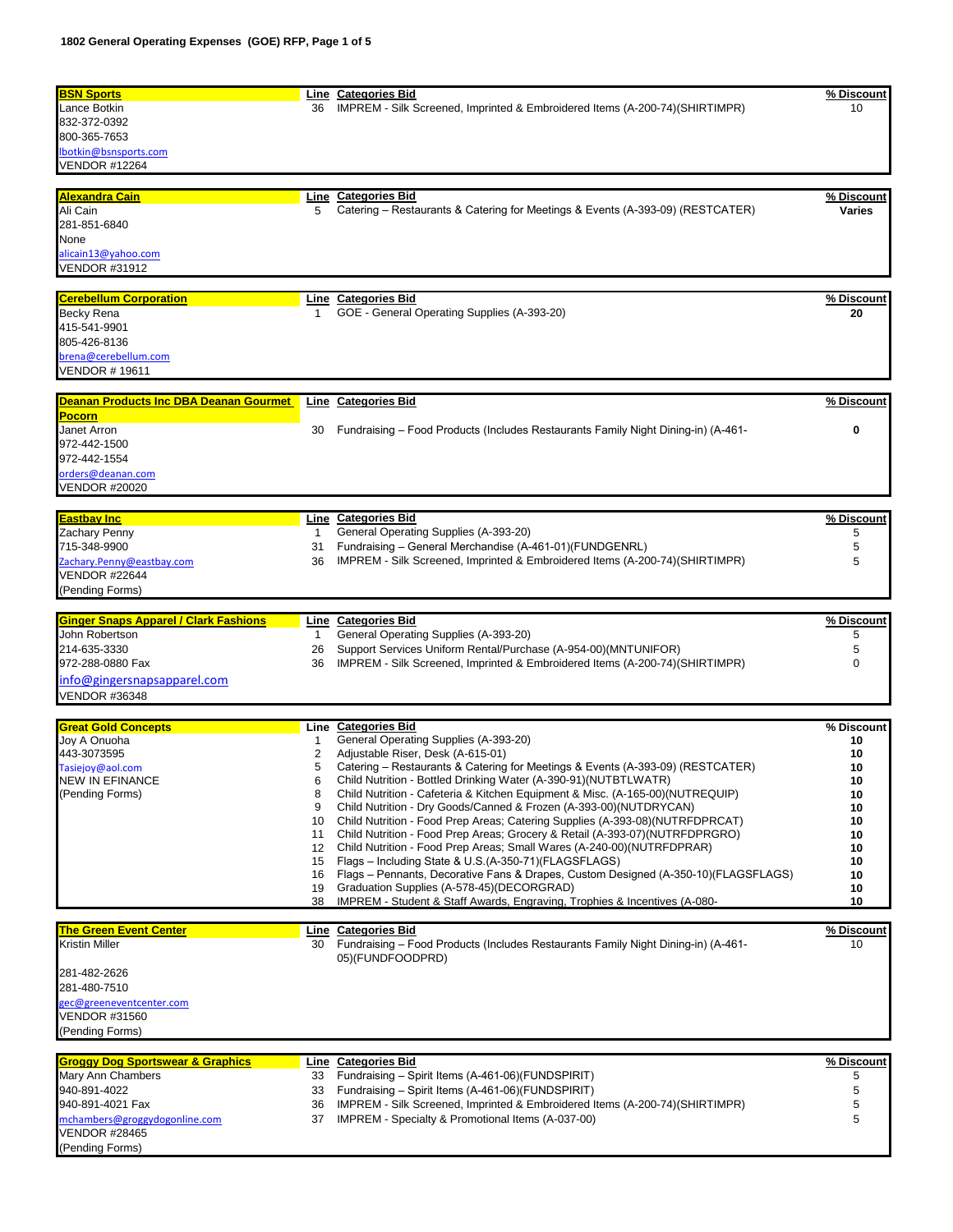# 1802 General Operating Expenses (GOE) RFP

**BSN Sports**
Lance Botkin
832-372-0392
800-365-7653
lbotkin@bsnsports.com
VENDOR #12264

| Line | Categories Bid | % Discount |
|---|---|---|
| 36 | IMPREM - Silk Screened, Imprinted & Embroidered Items (A-200-74)(SHIRTIMPR) | 10 |

**Alexandra Cain**
Ali Cain
281-851-6840
None
alicain13@yahoo.com
VENDOR #31912

| Line | Categories Bid | % Discount |
|---|---|---|
| 5 | Catering – Restaurants & Catering for Meetings & Events (A-393-09) (RESTCATER) | **Varies** |

**Cerebellum Corporation**
Becky Rena
415-541-9901
805-426-8136
brena@cerebellum.com
VENDOR # 19611

| Line | Categories Bid | % Discount |
|---|---|---|
| 1 | GOE - General Operating Supplies (A-393-20) | **20** |

**Deanan Products Inc DBA Deanan Gourmet Pocorn**
Janet Arron
972-442-1500
972-442-1554
orders@deanan.com
VENDOR #20020

| Line | Categories Bid | % Discount |
|---|---|---|
| 30 | Fundraising – Food Products (Includes Restaurants Family Night Dining-in) (A-461- | **0** |

**Eastbay Inc**
Zachary Penny
715-348-9900
Zachary.Penny@eastbay.com
VENDOR #22644
(Pending Forms)

| Line | Categories Bid | % Discount |
|---|---|---|
| 1 | General Operating Supplies (A-393-20) | 5 |
| 31 | Fundraising – General Merchandise (A-461-01)(FUNDGENRL) | 5 |
| 36 | IMPREM - Silk Screened, Imprinted & Embroidered Items (A-200-74)(SHIRTIMPR) | 5 |

**Ginger Snaps Apparel / Clark Fashions**
John Robertson
214-635-3330
972-288-0880 Fax
info@gingersnapsapparel.com
VENDOR #36348

| Line | Categories Bid | % Discount |
|---|---|---|
| 1 | General Operating Supplies (A-393-20) | 5 |
| 26 | Support Services Uniform Rental/Purchase (A-954-00)(MNTUNIFOR) | 5 |
| 36 | IMPREM - Silk Screened, Imprinted & Embroidered Items (A-200-74)(SHIRTIMPR) | 0 |

**Great Gold Concepts**
Joy A Onuoha
443-3073595
Tasiejoy@aol.com
NEW IN EFINANCE
(Pending Forms)

| Line | Categories Bid | % Discount |
|---|---|---|
| 1 | General Operating Supplies (A-393-20) | **10** |
| 2 | Adjustable Riser, Desk (A-615-01) | **10** |
| 5 | Catering – Restaurants & Catering for Meetings & Events (A-393-09) (RESTCATER) | **10** |
| 6 | Child Nutrition - Bottled Drinking Water (A-390-91)(NUTBTLWATR) | **10** |
| 8 | Child Nutrition - Cafeteria & Kitchen Equipment & Misc. (A-165-00)(NUTREQUIP) | **10** |
| 9 | Child Nutrition - Dry Goods/Canned & Frozen (A-393-00)(NUTDRYCAN) | **10** |
| 10 | Child Nutrition - Food Prep Areas; Catering Supplies (A-393-08)(NUTRFDPRCAT) | **10** |
| 11 | Child Nutrition - Food Prep Areas; Grocery & Retail (A-393-07)(NUTRFDPRGRO) | **10** |
| 12 | Child Nutrition - Food Prep Areas; Small Wares (A-240-00)(NUTRFDPRAR) | **10** |
| 15 | Flags – Including State & U.S.(A-350-71)(FLAGSFLAGS) | **10** |
| 16 | Flags – Pennants, Decorative Fans & Drapes, Custom Designed (A-350-10)(FLAGSFLAGS) | **10** |
| 19 | Graduation Supplies (A-578-45)(DECORGRAD) | **10** |
| 38 | IMPREM - Student & Staff Awards, Engraving, Trophies & Incentives (A-080- | **10** |

**The Green Event Center**
Kristin Miller
281-482-2626
281-480-7510
gec@greeneventcenter.com
VENDOR #31560
(Pending Forms)

| Line | Categories Bid | % Discount |
|---|---|---|
| 30 | Fundraising – Food Products (Includes Restaurants Family Night Dining-in) (A-461-05)(FUNDFOODPRD) | 10 |

**Groggy Dog Sportswear & Graphics**
Mary Ann Chambers
940-891-4022
940-891-4021 Fax
mchambers@groggydogonline.com
VENDOR #28465
(Pending Forms)

| Line | Categories Bid | % Discount |
|---|---|---|
| 33 | Fundraising – Spirit Items (A-461-06)(FUNDSPIRIT) | 5 |
| 33 | Fundraising – Spirit Items (A-461-06)(FUNDSPIRIT) | 5 |
| 36 | IMPREM - Silk Screened, Imprinted & Embroidered Items (A-200-74)(SHIRTIMPR) | 5 |
| 37 | IMPREM - Specialty & Promotional Items (A-037-00) | 5 |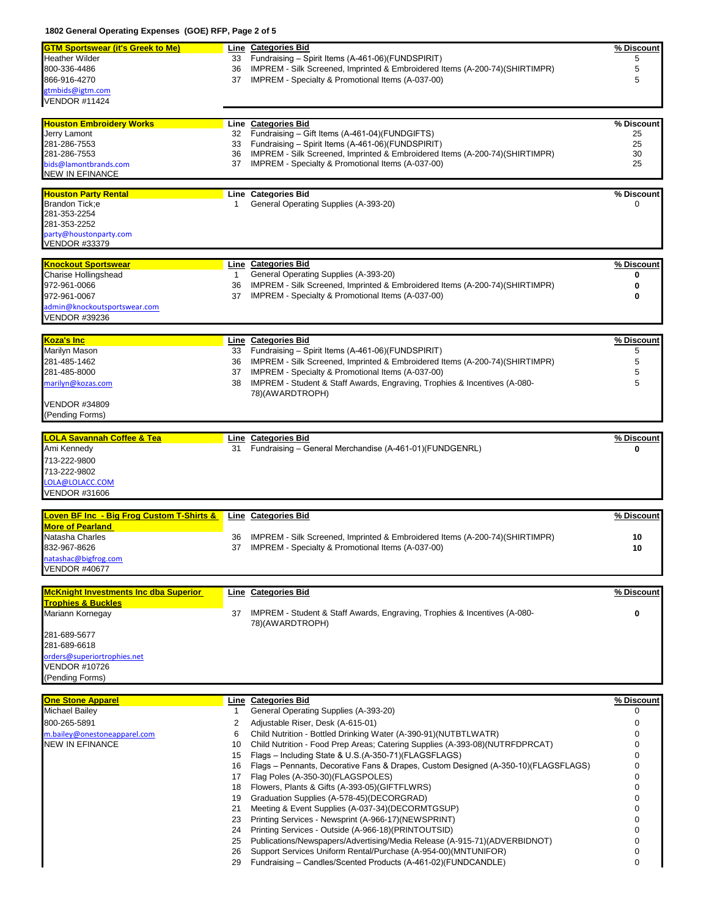**1802 General Operating Expenses (GOE) RFP, Page 2 of 5**

| Vendor | Line | Categories Bid | % Discount |
|---|---|---|---|
| **GTM Sportswear (it's Greek to Me)**<br>Heather Wilder<br>800-336-4486<br>866-916-4270<br>gtmbids@igtm.com<br>VENDOR #11424 | 33 | Fundraising – Spirit Items (A-461-06)(FUNDSPIRIT) | 5 |
| | 36 | IMPREM - Silk Screened, Imprinted & Embroidered Items (A-200-74)(SHIRTIMPR) | 5 |
| | 37 | IMPREM - Specialty & Promotional Items (A-037-00) | 5 |
| **Houston Embroidery Works**<br>Jerry Lamont<br>281-286-7553<br>281-286-7553<br>bids@lamontbrands.com<br>NEW IN EFINANCE | 32 | Fundraising – Gift Items (A-461-04)(FUNDGIFTS) | 25 |
| | 33 | Fundraising – Spirit Items (A-461-06)(FUNDSPIRIT) | 25 |
| | 36 | IMPREM - Silk Screened, Imprinted & Embroidered Items (A-200-74)(SHIRTIMPR) | 30 |
| | 37 | IMPREM - Specialty & Promotional Items (A-037-00) | 25 |
| **Houston Party Rental**<br>Brandon Tick;e<br>281-353-2254<br>281-353-2252<br>party@houstonparty.com<br>VENDOR #33379 | 1 | General Operating Supplies (A-393-20) | 0 |
| **Knockout Sportswear**<br>Charise Hollingshead<br>972-961-0066<br>972-961-0067<br>admin@knockoutsportswear.com<br>VENDOR #39236 | 1 | General Operating Supplies (A-393-20) | **0** |
| | 36 | IMPREM - Silk Screened, Imprinted & Embroidered Items (A-200-74)(SHIRTIMPR) | **0** |
| | 37 | IMPREM - Specialty & Promotional Items (A-037-00) | **0** |
| **Koza's Inc**<br>Marilyn Mason<br>281-485-1462<br>281-485-8000<br>marilyn@kozas.com<br>VENDOR #34809<br>(Pending Forms) | 33 | Fundraising – Spirit Items (A-461-06)(FUNDSPIRIT) | 5 |
| | 36 | IMPREM - Silk Screened, Imprinted & Embroidered Items (A-200-74)(SHIRTIMPR) | 5 |
| | 37 | IMPREM - Specialty & Promotional Items (A-037-00) | 5 |
| | 38 | IMPREM - Student & Staff Awards, Engraving, Trophies & Incentives (A-080-78)(AWARDTROPH) | 5 |
| **LOLA Savannah Coffee & Tea**<br>Ami Kennedy<br>713-222-9800<br>713-222-9802<br>LOLA@LOLACC.COM<br>VENDOR #31606 | 31 | Fundraising – General Merchandise (A-461-01)(FUNDGENRL) | **0** |
| **Loven BF Inc - Big Frog Custom T-Shirts & More of Pearland**<br>Natasha Charles<br>832-967-8626<br>natashac@bigfrog.com<br>VENDOR #40677 | 36 | IMPREM - Silk Screened, Imprinted & Embroidered Items (A-200-74)(SHIRTIMPR) | **10** |
| | 37 | IMPREM - Specialty & Promotional Items (A-037-00) | **10** |
| **McKnight Investments Inc dba Superior Trophies & Buckles**<br>Mariann Kornegay<br>281-689-5677<br>281-689-6618<br>orders@superiortrophies.net<br>VENDOR #10726<br>(Pending Forms) | 37 | IMPREM - Student & Staff Awards, Engraving, Trophies & Incentives (A-080-78)(AWARDTROPH) | **0** |
| **One Stone Apparel**<br>Michael Bailey<br>800-265-5891<br>m.bailey@onestoneapparel.com<br>NEW IN EFINANCE | 1 | General Operating Supplies (A-393-20) | 0 |
| | 2 | Adjustable Riser, Desk (A-615-01) | 0 |
| | 6 | Child Nutrition - Bottled Drinking Water (A-390-91)(NUTBTLWATR) | 0 |
| | 10 | Child Nutrition - Food Prep Areas; Catering Supplies (A-393-08)(NUTRFDPRCAT) | 0 |
| | 15 | Flags – Including State & U.S.(A-350-71)(FLAGSFLAGS) | 0 |
| | 16 | Flags – Pennants, Decorative Fans & Drapes, Custom Designed (A-350-10)(FLAGSFLAGS) | 0 |
| | 17 | Flag Poles (A-350-30)(FLAGSPOLES) | 0 |
| | 18 | Flowers, Plants & Gifts (A-393-05)(GIFTFLWRS) | 0 |
| | 19 | Graduation Supplies (A-578-45)(DECORGRAD) | 0 |
| | 21 | Meeting & Event Supplies (A-037-34)(DECORMTGSUP) | 0 |
| | 23 | Printing Services - Newsprint (A-966-17)(NEWSPRINT) | 0 |
| | 24 | Printing Services - Outside (A-966-18)(PRINTOUTSID) | 0 |
| | 25 | Publications/Newspapers/Advertising/Media Release (A-915-71)(ADVERBIDNOT) | 0 |
| | 26 | Support Services Uniform Rental/Purchase (A-954-00)(MNTUNIFOR) | 0 |
| | 29 | Fundraising – Candles/Scented Products (A-461-02)(FUNDCANDLE) | 0 |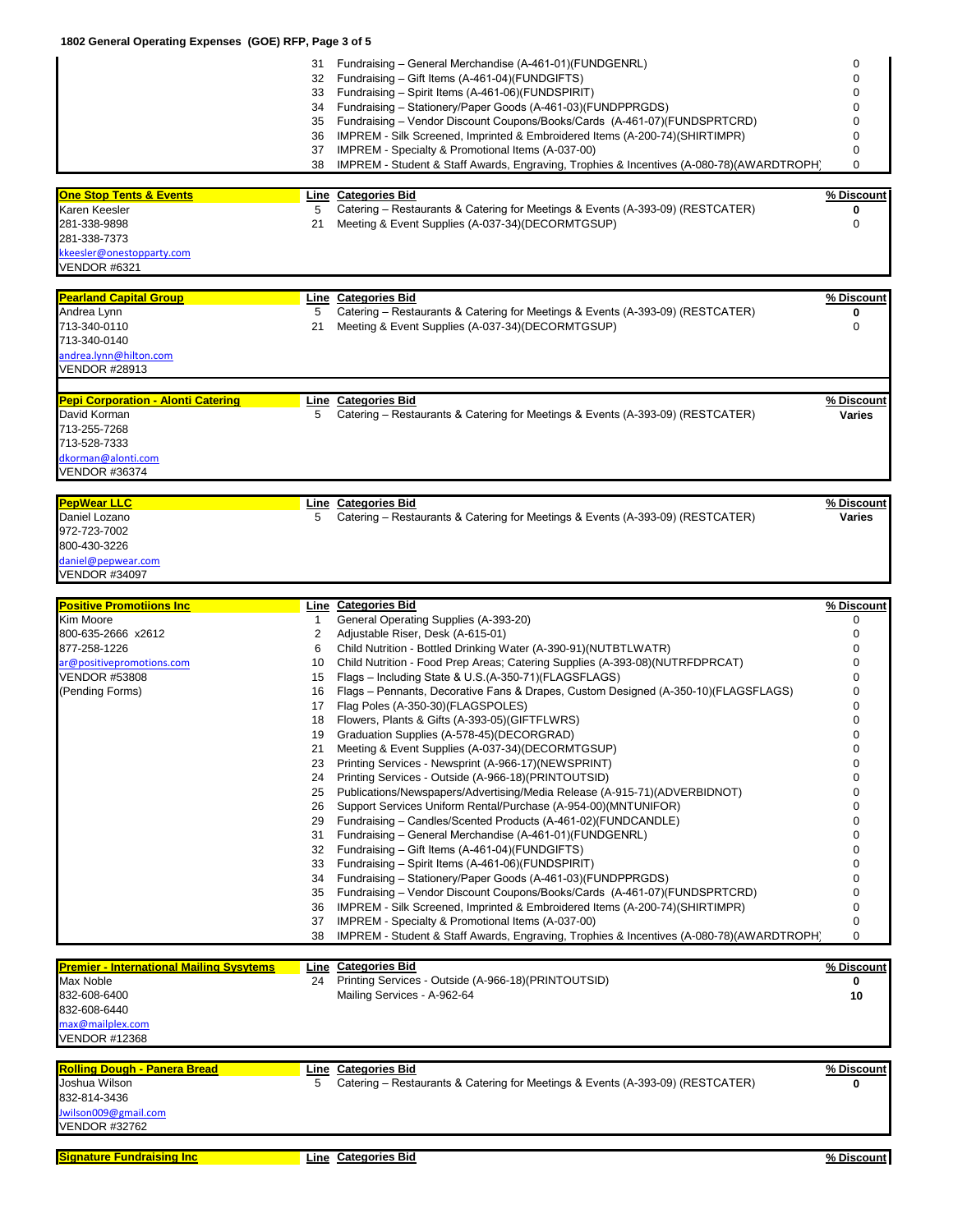| | Line | Categories Bid | % Discount |
|---|---|---|---|
| | 31 | Fundraising – General Merchandise (A-461-01)(FUNDGENRL) | 0 |
| | 32 | Fundraising – Gift Items (A-461-04)(FUNDGIFTS) | 0 |
| | 33 | Fundraising – Spirit Items (A-461-06)(FUNDSPIRIT) | 0 |
| | 34 | Fundraising – Stationery/Paper Goods (A-461-03)(FUNDPPRGDS) | 0 |
| | 35 | Fundraising – Vendor Discount Coupons/Books/Cards (A-461-07)(FUNDSPRTCRD) | 0 |
| | 36 | IMPREM - Silk Screened, Imprinted & Embroidered Items (A-200-74)(SHIRTIMPR) | 0 |
| | 37 | IMPREM - Specialty & Promotional Items (A-037-00) | 0 |
| | 38 | IMPREM - Student & Staff Awards, Engraving, Trophies & Incentives (A-080-78)(AWARDTROPH) | 0 |

| One Stop Tents & Events | Line | Categories Bid | % Discount |
|---|---|---|---|
| Karen Keesler | 5 | Catering – Restaurants & Catering for Meetings & Events (A-393-09) (RESTCATER) | **0** |
| 281-338-9898 | 21 | Meeting & Event Supplies (A-037-34)(DECORMTGSUP) | 0 |
| 281-338-7373 | | | |
| kkeesler@onestopparty.com | | | |
| VENDOR #6321 | | | |

| Pearland Capital Group | Line | Categories Bid | % Discount |
|---|---|---|---|
| Andrea Lynn | 5 | Catering – Restaurants & Catering for Meetings & Events (A-393-09) (RESTCATER) | **0** |
| 713-340-0110 | 21 | Meeting & Event Supplies (A-037-34)(DECORMTGSUP) | 0 |
| 713-340-0140 | | | |
| andrea.lynn@hilton.com | | | |
| VENDOR #28913 | | | |

| Pepi Corporation - Alonti Catering | Line | Categories Bid | % Discount |
|---|---|---|---|
| David Korman | 5 | Catering – Restaurants & Catering for Meetings & Events (A-393-09) (RESTCATER) | **Varies** |
| 713-255-7268 | | | |
| 713-528-7333 | | | |
| dkorman@alonti.com | | | |
| VENDOR #36374 | | | |

| PepWear LLC | Line | Categories Bid | % Discount |
|---|---|---|---|
| Daniel Lozano | 5 | Catering – Restaurants & Catering for Meetings & Events (A-393-09) (RESTCATER) | **Varies** |
| 972-723-7002 | | | |
| 800-430-3226 | | | |
| daniel@pepwear.com | | | |
| VENDOR #34097 | | | |

| Positive Promotiions Inc | Line | Categories Bid | % Discount |
|---|---|---|---|
| Kim Moore | 1 | General Operating Supplies (A-393-20) | 0 |
| 800-635-2666 x2612 | 2 | Adjustable Riser, Desk (A-615-01) | 0 |
| 877-258-1226 | 6 | Child Nutrition - Bottled Drinking Water (A-390-91)(NUTBTLWATR) | 0 |
| ar@positivepromotions.com | 10 | Child Nutrition - Food Prep Areas; Catering Supplies (A-393-08)(NUTRFDPRCAT) | 0 |
| VENDOR #53808 | 15 | Flags – Including State & U.S.(A-350-71)(FLAGSFLAGS) | 0 |
| (Pending Forms) | 16 | Flags – Pennants, Decorative Fans & Drapes, Custom Designed (A-350-10)(FLAGSFLAGS) | 0 |
| | 17 | Flag Poles (A-350-30)(FLAGSPOLES) | 0 |
| | 18 | Flowers, Plants & Gifts (A-393-05)(GIFTFLWRS) | 0 |
| | 19 | Graduation Supplies (A-578-45)(DECORGRAD) | 0 |
| | 21 | Meeting & Event Supplies (A-037-34)(DECORMTGSUP) | 0 |
| | 23 | Printing Services - Newsprint (A-966-17)(NEWSPRINT) | 0 |
| | 24 | Printing Services - Outside (A-966-18)(PRINTOUTSID) | 0 |
| | 25 | Publications/Newspapers/Advertising/Media Release (A-915-71)(ADVERBIDNOT) | 0 |
| | 26 | Support Services Uniform Rental/Purchase (A-954-00)(MNTUNIFOR) | 0 |
| | 29 | Fundraising – Candles/Scented Products (A-461-02)(FUNDCANDLE) | 0 |
| | 31 | Fundraising – General Merchandise (A-461-01)(FUNDGENRL) | 0 |
| | 32 | Fundraising – Gift Items (A-461-04)(FUNDGIFTS) | 0 |
| | 33 | Fundraising – Spirit Items (A-461-06)(FUNDSPIRIT) | 0 |
| | 34 | Fundraising – Stationery/Paper Goods (A-461-03)(FUNDPPRGDS) | 0 |
| | 35 | Fundraising – Vendor Discount Coupons/Books/Cards (A-461-07)(FUNDSPRTCRD) | 0 |
| | 36 | IMPREM - Silk Screened, Imprinted & Embroidered Items (A-200-74)(SHIRTIMPR) | 0 |
| | 37 | IMPREM - Specialty & Promotional Items (A-037-00) | 0 |
| | 38 | IMPREM - Student & Staff Awards, Engraving, Trophies & Incentives (A-080-78)(AWARDTROPH) | 0 |

| Premier - International Mailing Sysytems | Line | Categories Bid | % Discount |
|---|---|---|---|
| Max Noble | 24 | Printing Services - Outside (A-966-18)(PRINTOUTSID) | **0** |
| 832-608-6400 | | Mailing Services - A-962-64 | **10** |
| 832-608-6440 | | | |
| max@mailplex.com | | | |
| VENDOR #12368 | | | |

| Rolling Dough - Panera Bread | Line | Categories Bid | % Discount |
|---|---|---|---|
| Joshua Wilson | 5 | Catering – Restaurants & Catering for Meetings & Events (A-393-09) (RESTCATER) | **0** |
| 832-814-3436 | | | |
| Jwilson009@gmail.com | | | |
| VENDOR #32762 | | | |

| Signature Fundraising Inc | Line | Categories Bid | % Discount |
|---|---|---|---|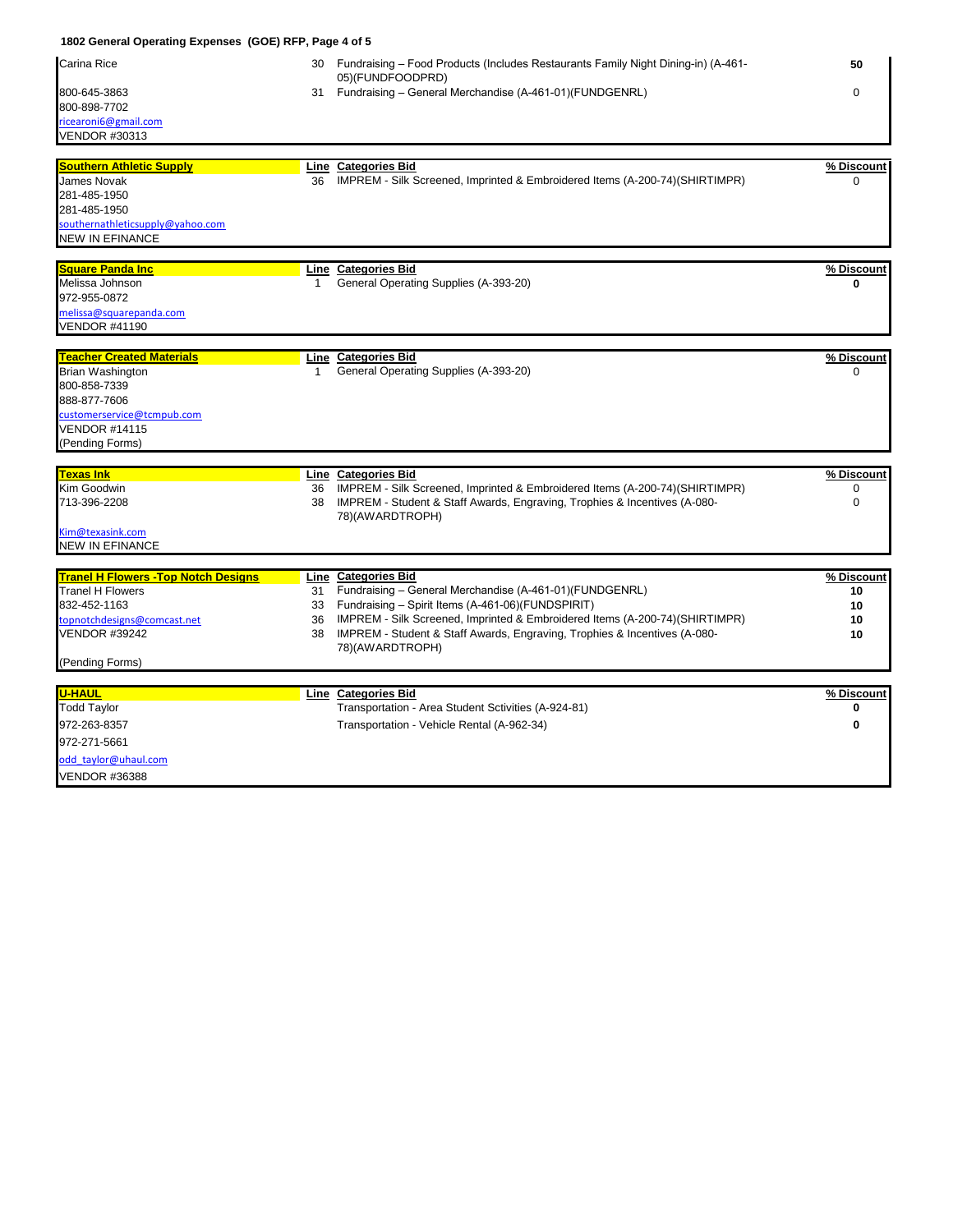| Vendor | Line | Categories Bid | % Discount |
|---|---|---|---|
| Carina Rice | 30 | Fundraising – Food Products (Includes Restaurants Family Night Dining-in) (A-461-05)(FUNDFOODPRD) | **50** |
| 800-645-3863 | 31 | Fundraising – General Merchandise (A-461-01)(FUNDGENRL) | 0 |
| 800-898-7702 | | | |
| ricearoni6@gmail.com | | | |
| VENDOR #30313 | | | |

| **Southern Athletic Supply** | **Line** | **Categories Bid** | **% Discount** |
|---|---|---|---|
| James Novak | 36 | IMPREM - Silk Screened, Imprinted & Embroidered Items (A-200-74)(SHIRTIMPR) | 0 |
| 281-485-1950 | | | |
| 281-485-1950 | | | |
| southernathleticsupply@yahoo.com | | | |
| NEW IN EFINANCE | | | |

| **Square Panda Inc** | **Line** | **Categories Bid** | **% Discount** |
|---|---|---|---|
| Melissa Johnson | 1 | General Operating Supplies (A-393-20) | **0** |
| 972-955-0872 | | | |
| melissa@squarepanda.com | | | |
| VENDOR #41190 | | | |

| **Teacher Created Materials** | **Line** | **Categories Bid** | **% Discount** |
|---|---|---|---|
| Brian Washington | 1 | General Operating Supplies (A-393-20) | 0 |
| 800-858-7339 | | | |
| 888-877-7606 | | | |
| customerservice@tcmpub.com | | | |
| VENDOR #14115 | | | |
| (Pending Forms) | | | |

| **Texas Ink** | **Line** | **Categories Bid** | **% Discount** |
|---|---|---|---|
| Kim Goodwin | 36 | IMPREM - Silk Screened, Imprinted & Embroidered Items (A-200-74)(SHIRTIMPR) | 0 |
| 713-396-2208 | 38 | IMPREM - Student & Staff Awards, Engraving, Trophies & Incentives (A-080-78)(AWARDTROPH) | 0 |
| Kim@texasink.com | | | |
| NEW IN EFINANCE | | | |

| **Tranel H Flowers -Top Notch Designs** | **Line** | **Categories Bid** | **% Discount** |
|---|---|---|---|
| Tranel H Flowers | 31 | Fundraising – General Merchandise (A-461-01)(FUNDGENRL) | **10** |
| 832-452-1163 | 33 | Fundraising – Spirit Items (A-461-06)(FUNDSPIRIT) | **10** |
| topnotchdesigns@comcast.net | 36 | IMPREM - Silk Screened, Imprinted & Embroidered Items (A-200-74)(SHIRTIMPR) | **10** |
| VENDOR #39242 | 38 | IMPREM - Student & Staff Awards, Engraving, Trophies & Incentives (A-080-78)(AWARDTROPH) | **10** |
| (Pending Forms) | | | |

| **U-HAUL** | **Line** | **Categories Bid** | **% Discount** |
|---|---|---|---|
| Todd Taylor | | Transportation - Area Student Sctivities (A-924-81) | **0** |
| 972-263-8357 | | Transportation - Vehicle Rental (A-962-34) | **0** |
| 972-271-5661 | | | |
| odd_taylor@uhaul.com | | | |
| VENDOR #36388 | | | |